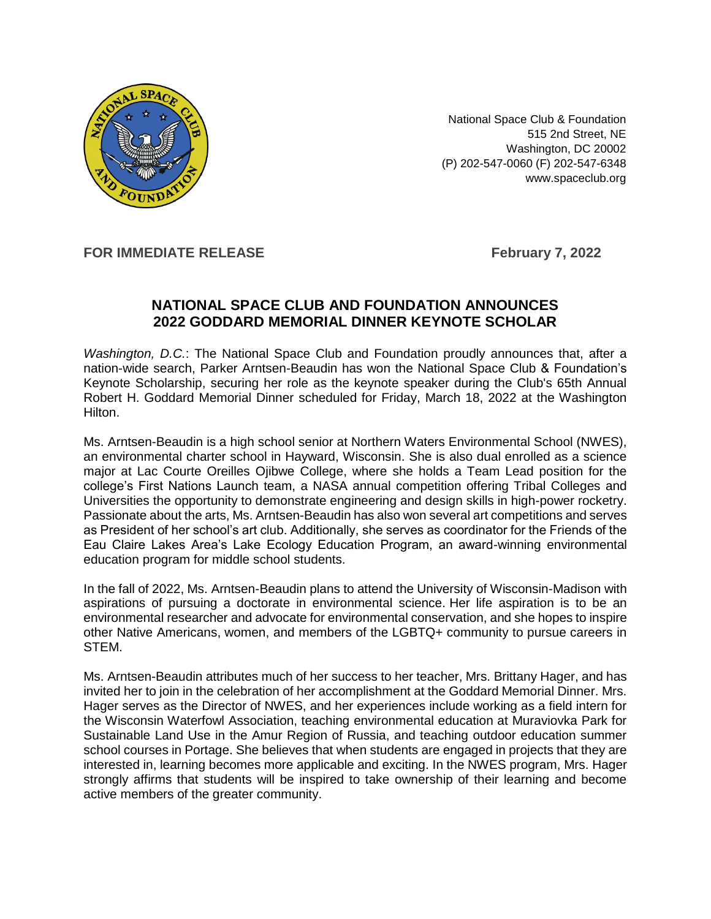National Space Club & Foundation
515 2nd Street, NE
Washington, DC 20002
(P) 202-547-0060 (F) 202-547-6348
www.spaceclub.org

**FOR IMMEDIATE RELEASE** **February 7, 2022**

## NATIONAL SPACE CLUB AND FOUNDATION ANNOUNCES 2022 GODDARD MEMORIAL DINNER KEYNOTE SCHOLAR

*Washington, D.C.*: The National Space Club and Foundation proudly announces that, after a nation-wide search, Parker Arntsen-Beaudin has won the National Space Club & Foundation's Keynote Scholarship, securing her role as the keynote speaker during the Club's 65th Annual Robert H. Goddard Memorial Dinner scheduled for Friday, March 18, 2022 at the Washington Hilton.

Ms. Arntsen-Beaudin is a high school senior at Northern Waters Environmental School (NWES), an environmental charter school in Hayward, Wisconsin. She is also dual enrolled as a science major at Lac Courte Oreilles Ojibwe College, where she holds a Team Lead position for the college's First Nations Launch team, a NASA annual competition offering Tribal Colleges and Universities the opportunity to demonstrate engineering and design skills in high-power rocketry. Passionate about the arts, Ms. Arntsen-Beaudin has also won several art competitions and serves as President of her school's art club. Additionally, she serves as coordinator for the Friends of the Eau Claire Lakes Area's Lake Ecology Education Program, an award-winning environmental education program for middle school students.

In the fall of 2022, Ms. Arntsen-Beaudin plans to attend the University of Wisconsin-Madison with aspirations of pursuing a doctorate in environmental science. Her life aspiration is to be an environmental researcher and advocate for environmental conservation, and she hopes to inspire other Native Americans, women, and members of the LGBTQ+ community to pursue careers in STEM.

Ms. Arntsen-Beaudin attributes much of her success to her teacher, Mrs. Brittany Hager, and has invited her to join in the celebration of her accomplishment at the Goddard Memorial Dinner. Mrs. Hager serves as the Director of NWES, and her experiences include working as a field intern for the Wisconsin Waterfowl Association, teaching environmental education at Muraviovka Park for Sustainable Land Use in the Amur Region of Russia, and teaching outdoor education summer school courses in Portage. She believes that when students are engaged in projects that they are interested in, learning becomes more applicable and exciting. In the NWES program, Mrs. Hager strongly affirms that students will be inspired to take ownership of their learning and become active members of the greater community.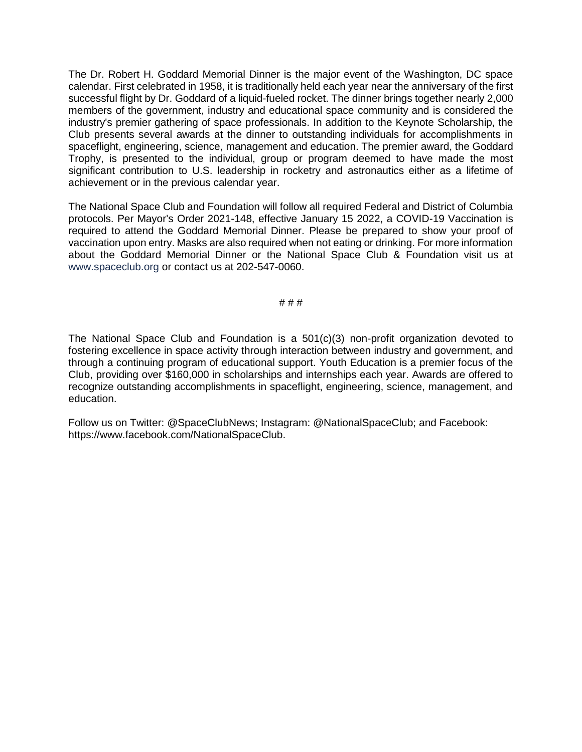The Dr. Robert H. Goddard Memorial Dinner is the major event of the Washington, DC space calendar. First celebrated in 1958, it is traditionally held each year near the anniversary of the first successful flight by Dr. Goddard of a liquid-fueled rocket. The dinner brings together nearly 2,000 members of the government, industry and educational space community and is considered the industry's premier gathering of space professionals. In addition to the Keynote Scholarship, the Club presents several awards at the dinner to outstanding individuals for accomplishments in spaceflight, engineering, science, management and education. The premier award, the Goddard Trophy, is presented to the individual, group or program deemed to have made the most significant contribution to U.S. leadership in rocketry and astronautics either as a lifetime of achievement or in the previous calendar year.

The National Space Club and Foundation will follow all required Federal and District of Columbia protocols. Per Mayor's Order 2021-148, effective January 15 2022, a COVID-19 Vaccination is required to attend the Goddard Memorial Dinner. Please be prepared to show your proof of vaccination upon entry. Masks are also required when not eating or drinking. For more information about the Goddard Memorial Dinner or the National Space Club & Foundation visit us at www.spaceclub.org or contact us at 202-547-0060.

# # #

The National Space Club and Foundation is a 501(c)(3) non-profit organization devoted to fostering excellence in space activity through interaction between industry and government, and through a continuing program of educational support. Youth Education is a premier focus of the Club, providing over $160,000 in scholarships and internships each year. Awards are offered to recognize outstanding accomplishments in spaceflight, engineering, science, management, and education.

Follow us on Twitter: @SpaceClubNews; Instagram: @NationalSpaceClub; and Facebook: https://www.facebook.com/NationalSpaceClub.